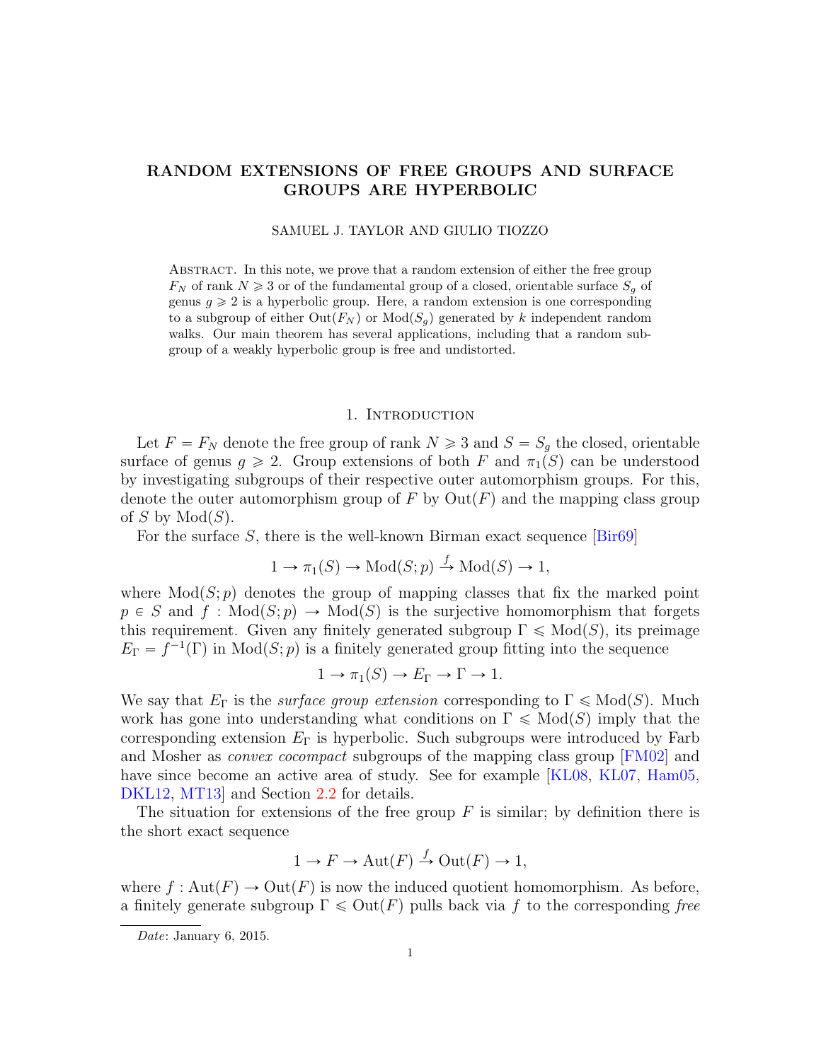# RANDOM EXTENSIONS OF FREE GROUPS AND SURFACE GROUPS ARE HYPERBOLIC

SAMUEL J. TAYLOR AND GIULIO TIOZZO

Abstract. In this note, we prove that a random extension of either the free group $F_N$ of rank $N \geqslant 3$ or of the fundamental group of a closed, orientable surface $S_g$ of genus $g \geqslant 2$ is a hyperbolic group. Here, a random extension is one corresponding to a subgroup of either $\mathrm{Out}(F_N)$ or $\mathrm{Mod}(S_g)$ generated by $k$ independent random walks. Our main theorem has several applications, including that a random subgroup of a weakly hyperbolic group is free and undistorted.

## 1. Introduction

Let $F = F_N$ denote the free group of rank $N \geqslant 3$ and $S = S_g$ the closed, orientable surface of genus $g \geqslant 2$. Group extensions of both $F$ and $\pi_1(S)$ can be understood by investigating subgroups of their respective outer automorphism groups. For this, denote the outer automorphism group of $F$ by $\mathrm{Out}(F)$ and the mapping class group of $S$ by $\mathrm{Mod}(S)$.

For the surface $S$, there is the well-known Birman exact sequence [Bir69]

$$1 \to \pi_1(S) \to \mathrm{Mod}(S;p) \xrightarrow{f} \mathrm{Mod}(S) \to 1,$$

where $\mathrm{Mod}(S;p)$ denotes the group of mapping classes that fix the marked point $p \in S$ and $f : \mathrm{Mod}(S;p) \to \mathrm{Mod}(S)$ is the surjective homomorphism that forgets this requirement. Given any finitely generated subgroup $\Gamma \leqslant \mathrm{Mod}(S)$, its preimage $E_\Gamma = f^{-1}(\Gamma)$ in $\mathrm{Mod}(S;p)$ is a finitely generated group fitting into the sequence

$$1 \to \pi_1(S) \to E_\Gamma \to \Gamma \to 1.$$

We say that $E_\Gamma$ is the *surface group extension* corresponding to $\Gamma \leqslant \mathrm{Mod}(S)$. Much work has gone into understanding what conditions on $\Gamma \leqslant \mathrm{Mod}(S)$ imply that the corresponding extension $E_\Gamma$ is hyperbolic. Such subgroups were introduced by Farb and Mosher as *convex cocompact* subgroups of the mapping class group [FM02] and have since become an active area of study. See for example [KL08, KL07, Ham05, DKL12, MT13] and Section 2.2 for details.

The situation for extensions of the free group $F$ is similar; by definition there is the short exact sequence

$$1 \to F \to \mathrm{Aut}(F) \xrightarrow{f} \mathrm{Out}(F) \to 1,$$

where $f : \mathrm{Aut}(F) \to \mathrm{Out}(F)$ is now the induced quotient homomorphism. As before, a finitely generate subgroup $\Gamma \leqslant \mathrm{Out}(F)$ pulls back via $f$ to the corresponding *free*

*Date*: January 6, 2015.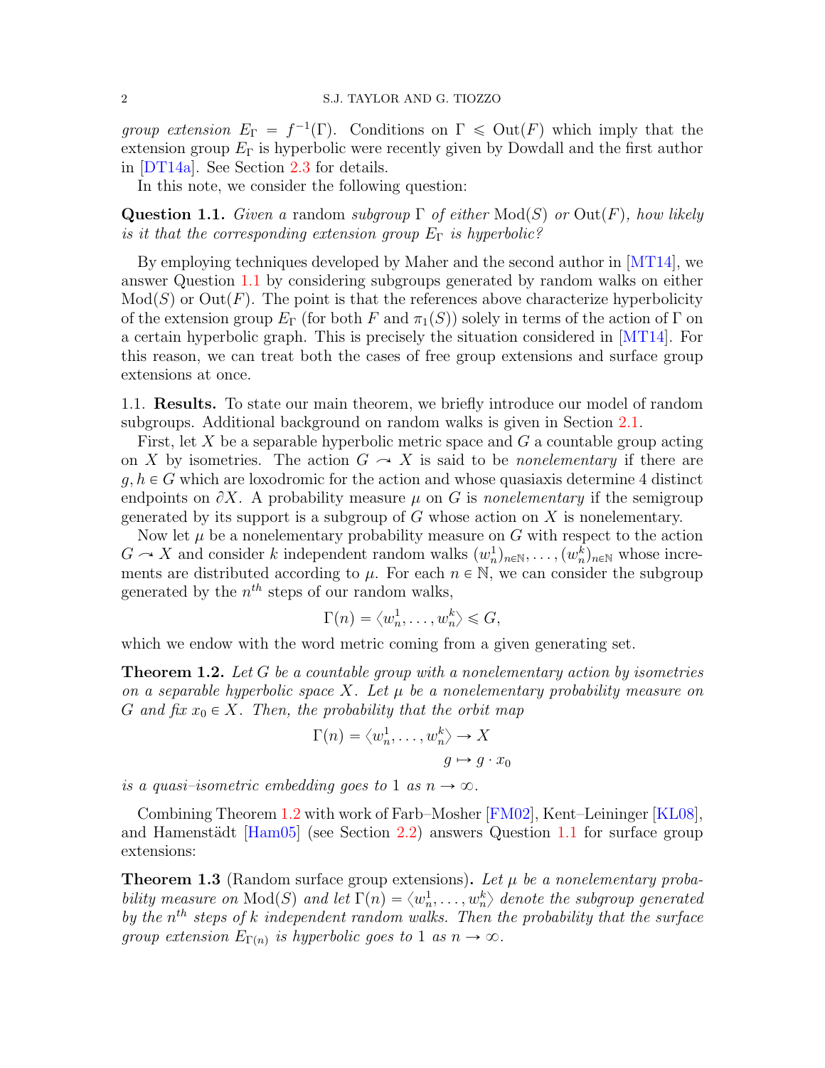*group extension* $E_\Gamma = f^{-1}(\Gamma)$. Conditions on $\Gamma \leqslant \mathrm{Out}(F)$ which imply that the extension group $E_\Gamma$ is hyperbolic were recently given by Dowdall and the first author in [DT14a]. See Section 2.3 for details.

In this note, we consider the following question:

**Question 1.1.** *Given a* random *subgroup* $\Gamma$ *of either* $\mathrm{Mod}(S)$ *or* $\mathrm{Out}(F)$*, how likely is it that the corresponding extension group* $E_\Gamma$ *is hyperbolic?*

By employing techniques developed by Maher and the second author in [MT14], we answer Question 1.1 by considering subgroups generated by random walks on either $\mathrm{Mod}(S)$ or $\mathrm{Out}(F)$. The point is that the references above characterize hyperbolicity of the extension group $E_\Gamma$ (for both $F$ and $\pi_1(S)$) solely in terms of the action of $\Gamma$ on a certain hyperbolic graph. This is precisely the situation considered in [MT14]. For this reason, we can treat both the cases of free group extensions and surface group extensions at once.

1.1. **Results.** To state our main theorem, we briefly introduce our model of random subgroups. Additional background on random walks is given in Section 2.1.

First, let $X$ be a separable hyperbolic metric space and $G$ a countable group acting on $X$ by isometries. The action $G \curvearrowright X$ is said to be *nonelementary* if there are $g, h \in G$ which are loxodromic for the action and whose quasiaxis determine 4 distinct endpoints on $\partial X$. A probability measure $\mu$ on $G$ is *nonelementary* if the semigroup generated by its support is a subgroup of $G$ whose action on $X$ is nonelementary.

Now let $\mu$ be a nonelementary probability measure on $G$ with respect to the action $G \curvearrowright X$ and consider $k$ independent random walks $(w_n^1)_{n\in\mathbb{N}}, \ldots, (w_n^k)_{n\in\mathbb{N}}$ whose increments are distributed according to $\mu$. For each $n \in \mathbb{N}$, we can consider the subgroup generated by the $n^{th}$ steps of our random walks,

$$\Gamma(n) = \langle w_n^1, \ldots, w_n^k \rangle \leqslant G,$$

which we endow with the word metric coming from a given generating set.

**Theorem 1.2.** *Let $G$ be a countable group with a nonelementary action by isometries on a separable hyperbolic space $X$. Let $\mu$ be a nonelementary probability measure on $G$ and fix $x_0 \in X$. Then, the probability that the orbit map*

$$\Gamma(n) = \langle w_n^1, \ldots, w_n^k \rangle \to X$$
$$g \mapsto g \cdot x_0$$

*is a quasi–isometric embedding goes to 1 as $n \to \infty$.*

Combining Theorem 1.2 with work of Farb–Mosher [FM02], Kent–Leininger [KL08], and Hamenstädt [Ham05] (see Section 2.2) answers Question 1.1 for surface group extensions:

**Theorem 1.3** (Random surface group extensions)**.** *Let $\mu$ be a nonelementary probability measure on $\mathrm{Mod}(S)$ and let $\Gamma(n) = \langle w_n^1, \ldots, w_n^k \rangle$ denote the subgroup generated by the $n^{th}$ steps of $k$ independent random walks. Then the probability that the surface group extension $E_{\Gamma(n)}$ is hyperbolic goes to 1 as $n \to \infty$.*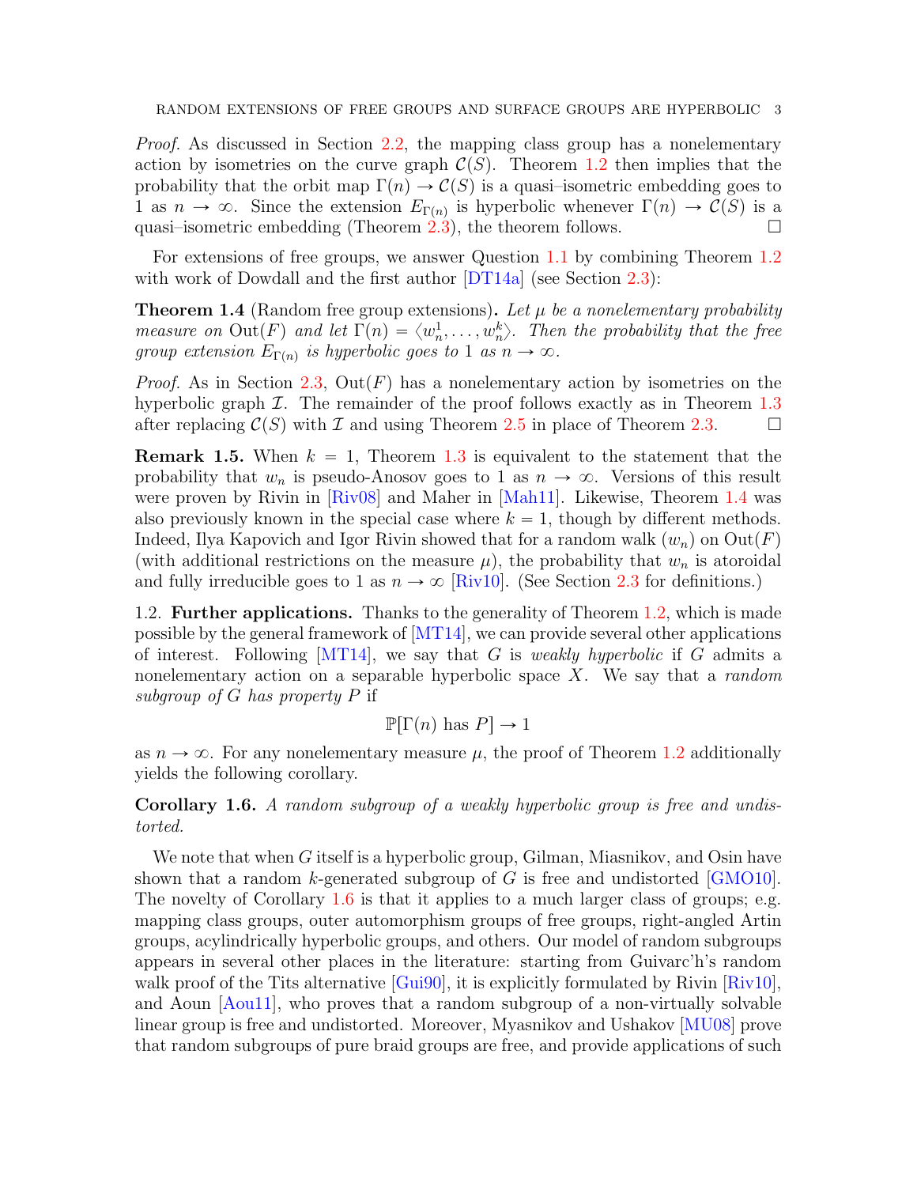*Proof.* As discussed in Section 2.2, the mapping class group has a nonelementary action by isometries on the curve graph $\mathcal{C}(S)$. Theorem 1.2 then implies that the probability that the orbit map $\Gamma(n) \to \mathcal{C}(S)$ is a quasi–isometric embedding goes to 1 as $n \to \infty$. Since the extension $E_{\Gamma(n)}$ is hyperbolic whenever $\Gamma(n) \to \mathcal{C}(S)$ is a quasi–isometric embedding (Theorem 2.3), the theorem follows. □

For extensions of free groups, we answer Question 1.1 by combining Theorem 1.2 with work of Dowdall and the first author [DT14a] (see Section 2.3):

**Theorem 1.4** (Random free group extensions)**.** *Let $\mu$ be a nonelementary probability measure on $\mathrm{Out}(F)$ and let $\Gamma(n) = \langle w_n^1, \ldots, w_n^k \rangle$. Then the probability that the free group extension $E_{\Gamma(n)}$ is hyperbolic goes to 1 as $n \to \infty$.*

*Proof.* As in Section 2.3, $\mathrm{Out}(F)$ has a nonelementary action by isometries on the hyperbolic graph $\mathcal{I}$. The remainder of the proof follows exactly as in Theorem 1.3 after replacing $\mathcal{C}(S)$ with $\mathcal{I}$ and using Theorem 2.5 in place of Theorem 2.3. □

**Remark 1.5.** When $k = 1$, Theorem 1.3 is equivalent to the statement that the probability that $w_n$ is pseudo-Anosov goes to 1 as $n \to \infty$. Versions of this result were proven by Rivin in [Riv08] and Maher in [Mah11]. Likewise, Theorem 1.4 was also previously known in the special case where $k = 1$, though by different methods. Indeed, Ilya Kapovich and Igor Rivin showed that for a random walk $(w_n)$ on $\mathrm{Out}(F)$ (with additional restrictions on the measure $\mu$), the probability that $w_n$ is atoroidal and fully irreducible goes to 1 as $n \to \infty$ [Riv10]. (See Section 2.3 for definitions.)

1.2. **Further applications.** Thanks to the generality of Theorem 1.2, which is made possible by the general framework of [MT14], we can provide several other applications of interest. Following [MT14], we say that $G$ is *weakly hyperbolic* if $G$ admits a nonelementary action on a separable hyperbolic space $X$. We say that a *random subgroup of $G$ has property $P$* if

$$\mathbb{P}[\Gamma(n) \text{ has } P] \to 1$$

as $n \to \infty$. For any nonelementary measure $\mu$, the proof of Theorem 1.2 additionally yields the following corollary.

**Corollary 1.6.** *A random subgroup of a weakly hyperbolic group is free and undistorted.*

We note that when $G$ itself is a hyperbolic group, Gilman, Miasnikov, and Osin have shown that a random $k$-generated subgroup of $G$ is free and undistorted [GMO10]. The novelty of Corollary 1.6 is that it applies to a much larger class of groups; e.g. mapping class groups, outer automorphism groups of free groups, right-angled Artin groups, acylindrically hyperbolic groups, and others. Our model of random subgroups appears in several other places in the literature: starting from Guivarc'h's random walk proof of the Tits alternative [Gui90], it is explicitly formulated by Rivin [Riv10], and Aoun [Aou11], who proves that a random subgroup of a non-virtually solvable linear group is free and undistorted. Moreover, Myasnikov and Ushakov [MU08] prove that random subgroups of pure braid groups are free, and provide applications of such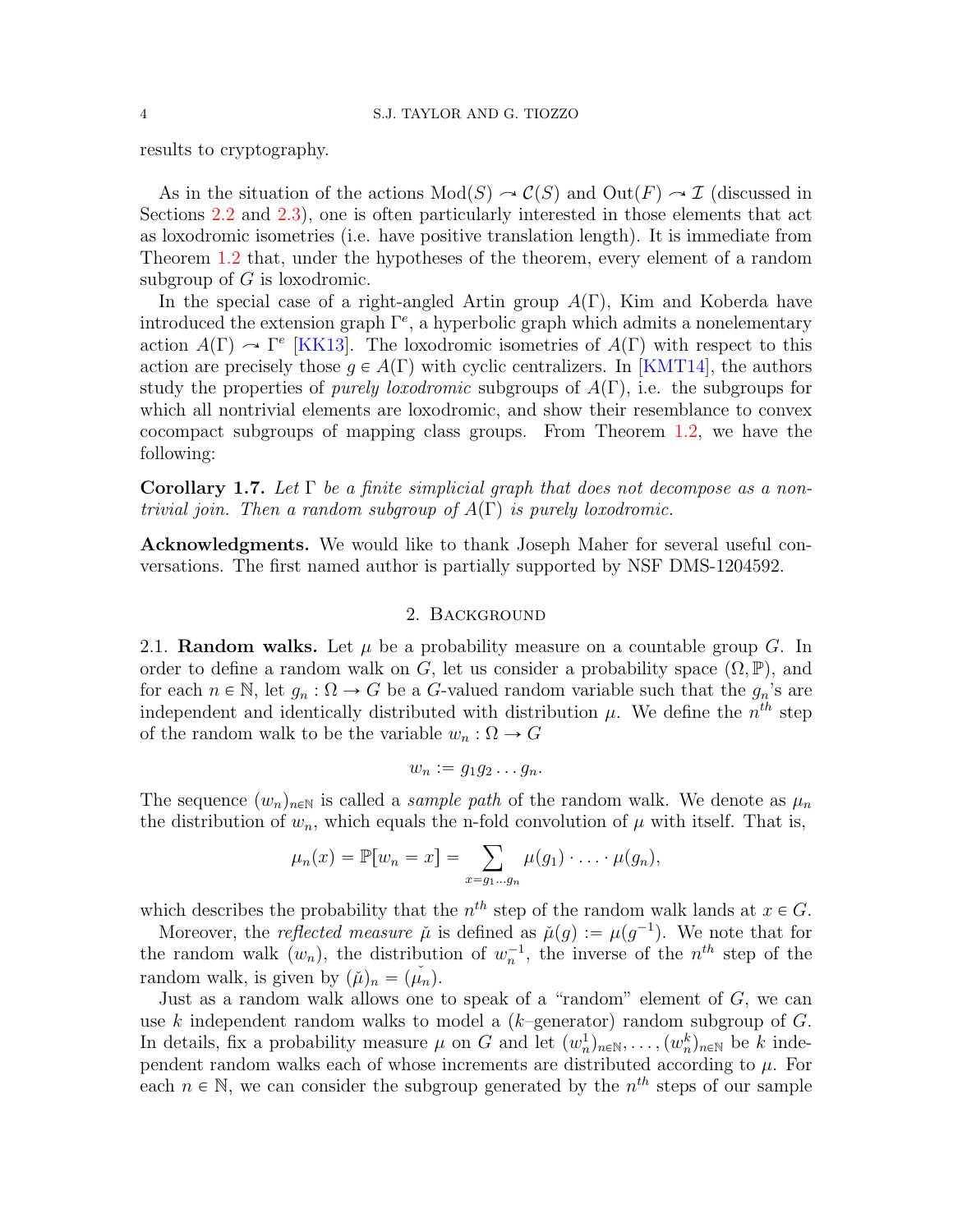results to cryptography.

As in the situation of the actions $\mathrm{Mod}(S) \curvearrowright \mathcal{C}(S)$ and $\mathrm{Out}(F) \curvearrowright \mathcal{I}$ (discussed in Sections 2.2 and 2.3), one is often particularly interested in those elements that act as loxodromic isometries (i.e. have positive translation length). It is immediate from Theorem 1.2 that, under the hypotheses of the theorem, every element of a random subgroup of $G$ is loxodromic.

In the special case of a right-angled Artin group $A(\Gamma)$, Kim and Koberda have introduced the extension graph $\Gamma^e$, a hyperbolic graph which admits a nonelementary action $A(\Gamma) \curvearrowright \Gamma^e$ [KK13]. The loxodromic isometries of $A(\Gamma)$ with respect to this action are precisely those $g \in A(\Gamma)$ with cyclic centralizers. In [KMT14], the authors study the properties of *purely loxodromic* subgroups of $A(\Gamma)$, i.e. the subgroups for which all nontrivial elements are loxodromic, and show their resemblance to convex cocompact subgroups of mapping class groups. From Theorem 1.2, we have the following:

**Corollary 1.7.** *Let $\Gamma$ be a finite simplicial graph that does not decompose as a nontrivial join. Then a random subgroup of $A(\Gamma)$ is purely loxodromic.*

**Acknowledgments.** We would like to thank Joseph Maher for several useful conversations. The first named author is partially supported by NSF DMS-1204592.

## 2. Background

2.1. **Random walks.** Let $\mu$ be a probability measure on a countable group $G$. In order to define a random walk on $G$, let us consider a probability space $(\Omega, \mathbb{P})$, and for each $n \in \mathbb{N}$, let $g_n : \Omega \to G$ be a $G$-valued random variable such that the $g_n$'s are independent and identically distributed with distribution $\mu$. We define the $n^{th}$ step of the random walk to be the variable $w_n : \Omega \to G$

$$w_n := g_1 g_2 \dots g_n.$$

The sequence $(w_n)_{n \in \mathbb{N}}$ is called a *sample path* of the random walk. We denote as $\mu_n$ the distribution of $w_n$, which equals the n-fold convolution of $\mu$ with itself. That is,

$$\mu_n(x) = \mathbb{P}[w_n = x] = \sum_{x = g_1 \dots g_n} \mu(g_1) \cdot \dots \cdot \mu(g_n),$$

which describes the probability that the $n^{th}$ step of the random walk lands at $x \in G$.

Moreover, the *reflected measure* $\check{\mu}$ is defined as $\check{\mu}(g) := \mu(g^{-1})$. We note that for the random walk $(w_n)$, the distribution of $w_n^{-1}$, the inverse of the $n^{th}$ step of the random walk, is given by $(\check{\mu})_n = (\check{\mu_n})$.

Just as a random walk allows one to speak of a "random" element of $G$, we can use $k$ independent random walks to model a ($k$–generator) random subgroup of $G$. In details, fix a probability measure $\mu$ on $G$ and let $(w_n^1)_{n \in \mathbb{N}}, \dots, (w_n^k)_{n \in \mathbb{N}}$ be $k$ independent random walks each of whose increments are distributed according to $\mu$. For each $n \in \mathbb{N}$, we can consider the subgroup generated by the $n^{th}$ steps of our sample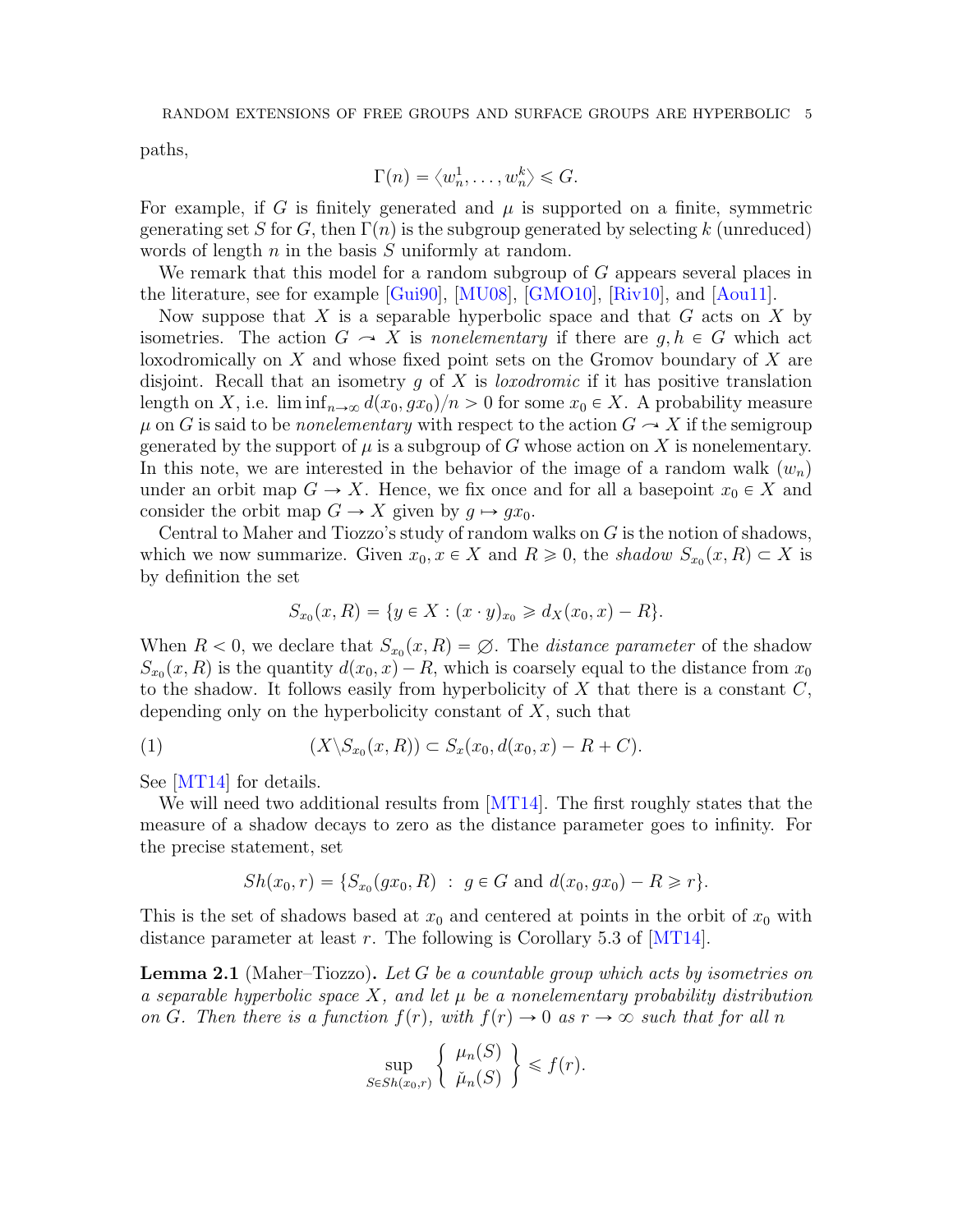paths,

$$\Gamma(n) = \langle w_n^1, \ldots, w_n^k \rangle \leqslant G.$$

For example, if $G$ is finitely generated and $\mu$ is supported on a finite, symmetric generating set $S$ for $G$, then $\Gamma(n)$ is the subgroup generated by selecting $k$ (unreduced) words of length $n$ in the basis $S$ uniformly at random.

We remark that this model for a random subgroup of $G$ appears several places in the literature, see for example [Gui90], [MU08], [GMO10], [Riv10], and [Aou11].

Now suppose that $X$ is a separable hyperbolic space and that $G$ acts on $X$ by isometries. The action $G \curvearrowright X$ is *nonelementary* if there are $g, h \in G$ which act loxodromically on $X$ and whose fixed point sets on the Gromov boundary of $X$ are disjoint. Recall that an isometry $g$ of $X$ is *loxodromic* if it has positive translation length on $X$, i.e. $\liminf_{n\to\infty} d(x_0, gx_0)/n > 0$ for some $x_0 \in X$. A probability measure $\mu$ on $G$ is said to be *nonelementary* with respect to the action $G \curvearrowright X$ if the semigroup generated by the support of $\mu$ is a subgroup of $G$ whose action on $X$ is nonelementary. In this note, we are interested in the behavior of the image of a random walk $(w_n)$ under an orbit map $G \to X$. Hence, we fix once and for all a basepoint $x_0 \in X$ and consider the orbit map $G \to X$ given by $g \mapsto gx_0$.

Central to Maher and Tiozzo's study of random walks on $G$ is the notion of shadows, which we now summarize. Given $x_0, x \in X$ and $R \geqslant 0$, the *shadow* $S_{x_0}(x, R) \subset X$ is by definition the set

$$S_{x_0}(x, R) = \{y \in X : (x \cdot y)_{x_0} \geqslant d_X(x_0, x) - R\}.$$

When $R < 0$, we declare that $S_{x_0}(x, R) = \varnothing$. The *distance parameter* of the shadow $S_{x_0}(x, R)$ is the quantity $d(x_0, x) - R$, which is coarsely equal to the distance from $x_0$ to the shadow. It follows easily from hyperbolicity of $X$ that there is a constant $C$, depending only on the hyperbolicity constant of $X$, such that

$$(X \backslash S_{x_0}(x, R)) \subset S_x(x_0, d(x_0, x) - R + C). \tag{1}$$

See [MT14] for details.

We will need two additional results from [MT14]. The first roughly states that the measure of a shadow decays to zero as the distance parameter goes to infinity. For the precise statement, set

$$Sh(x_0, r) = \{S_{x_0}(gx_0, R) \ : \ g \in G \text{ and } d(x_0, gx_0) - R \geqslant r\}.$$

This is the set of shadows based at $x_0$ and centered at points in the orbit of $x_0$ with distance parameter at least $r$. The following is Corollary 5.3 of [MT14].

**Lemma 2.1** (Maher–Tiozzo)**.** *Let $G$ be a countable group which acts by isometries on a separable hyperbolic space $X$, and let $\mu$ be a nonelementary probability distribution on $G$. Then there is a function $f(r)$, with $f(r) \to 0$ as $r \to \infty$ such that for all $n$*

$$\sup_{S \in Sh(x_0, r)} \left\{ \begin{array}{c} \mu_n(S) \\ \check{\mu}_n(S) \end{array} \right\} \leqslant f(r).$$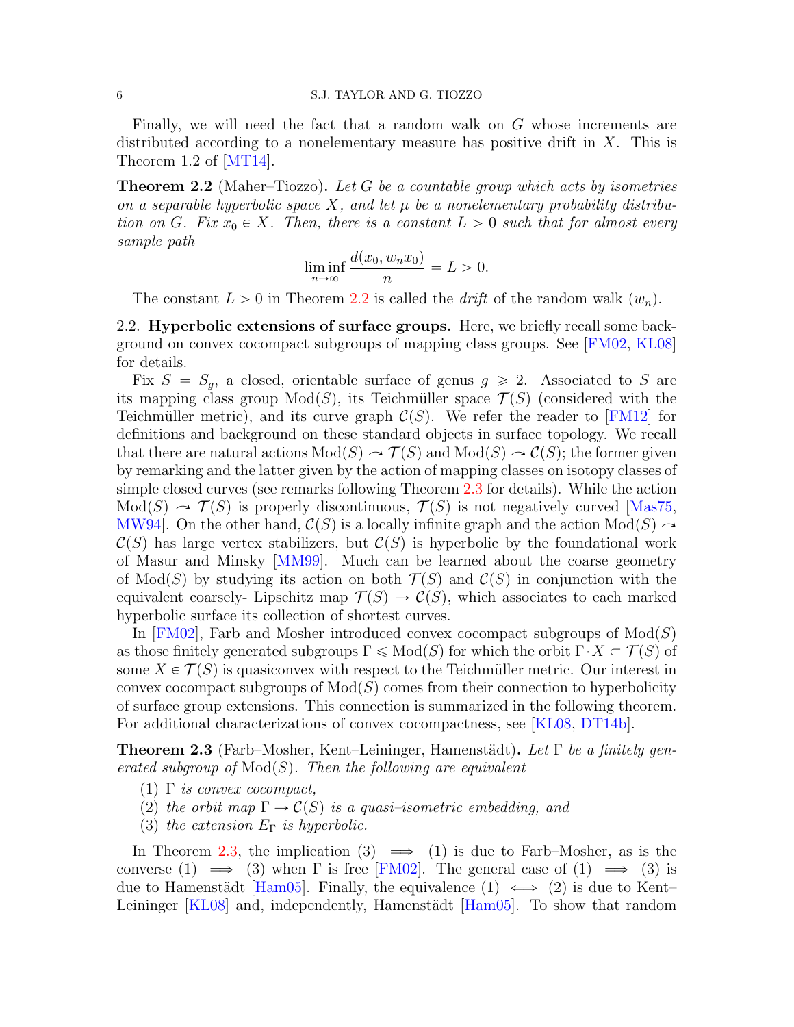Finally, we will need the fact that a random walk on $G$ whose increments are distributed according to a nonelementary measure has positive drift in $X$. This is Theorem 1.2 of [MT14].

**Theorem 2.2** (Maher–Tiozzo)**.** *Let $G$ be a countable group which acts by isometries on a separable hyperbolic space $X$, and let $\mu$ be a nonelementary probability distribution on $G$. Fix $x_0 \in X$. Then, there is a constant $L > 0$ such that for almost every sample path*

$$\liminf_{n \to \infty} \frac{d(x_0, w_n x_0)}{n} = L > 0.$$

The constant $L > 0$ in Theorem 2.2 is called the *drift* of the random walk $(w_n)$.

2.2. **Hyperbolic extensions of surface groups.** Here, we briefly recall some background on convex cocompact subgroups of mapping class groups. See [FM02, KL08] for details.

Fix $S = S_g$, a closed, orientable surface of genus $g \geqslant 2$. Associated to $S$ are its mapping class group $\mathrm{Mod}(S)$, its Teichmüller space $\mathcal{T}(S)$ (considered with the Teichmüller metric), and its curve graph $\mathcal{C}(S)$. We refer the reader to [FM12] for definitions and background on these standard objects in surface topology. We recall that there are natural actions $\mathrm{Mod}(S) \curvearrowright \mathcal{T}(S)$ and $\mathrm{Mod}(S) \curvearrowright \mathcal{C}(S)$; the former given by remarking and the latter given by the action of mapping classes on isotopy classes of simple closed curves (see remarks following Theorem 2.3 for details). While the action $\mathrm{Mod}(S) \curvearrowright \mathcal{T}(S)$ is properly discontinuous, $\mathcal{T}(S)$ is not negatively curved [Mas75, MW94]. On the other hand, $\mathcal{C}(S)$ is a locally infinite graph and the action $\mathrm{Mod}(S) \curvearrowright \mathcal{C}(S)$ has large vertex stabilizers, but $\mathcal{C}(S)$ is hyperbolic by the foundational work of Masur and Minsky [MM99]. Much can be learned about the coarse geometry of $\mathrm{Mod}(S)$ by studying its action on both $\mathcal{T}(S)$ and $\mathcal{C}(S)$ in conjunction with the equivalent coarsely- Lipschitz map $\mathcal{T}(S) \to \mathcal{C}(S)$, which associates to each marked hyperbolic surface its collection of shortest curves.

In [FM02], Farb and Mosher introduced convex cocompact subgroups of $\mathrm{Mod}(S)$ as those finitely generated subgroups $\Gamma \leqslant \mathrm{Mod}(S)$ for which the orbit $\Gamma \cdot X \subset \mathcal{T}(S)$ of some $X \in \mathcal{T}(S)$ is quasiconvex with respect to the Teichmüller metric. Our interest in convex cocompact subgroups of $\mathrm{Mod}(S)$ comes from their connection to hyperbolicity of surface group extensions. This connection is summarized in the following theorem. For additional characterizations of convex cocompactness, see [KL08, DT14b].

**Theorem 2.3** (Farb–Mosher, Kent–Leininger, Hamenstädt)**.** *Let $\Gamma$ be a finitely generated subgroup of $\mathrm{Mod}(S)$. Then the following are equivalent*

1. *$\Gamma$ is convex cocompact,*
2. *the orbit map $\Gamma \to \mathcal{C}(S)$ is a quasi–isometric embedding, and*
3. *the extension $E_\Gamma$ is hyperbolic.*

In Theorem 2.3, the implication (3) $\implies$ (1) is due to Farb–Mosher, as is the converse (1) $\implies$ (3) when $\Gamma$ is free [FM02]. The general case of (1) $\implies$ (3) is due to Hamenstädt [Ham05]. Finally, the equivalence (1) $\iff$ (2) is due to Kent–Leininger [KL08] and, independently, Hamenstädt [Ham05]. To show that random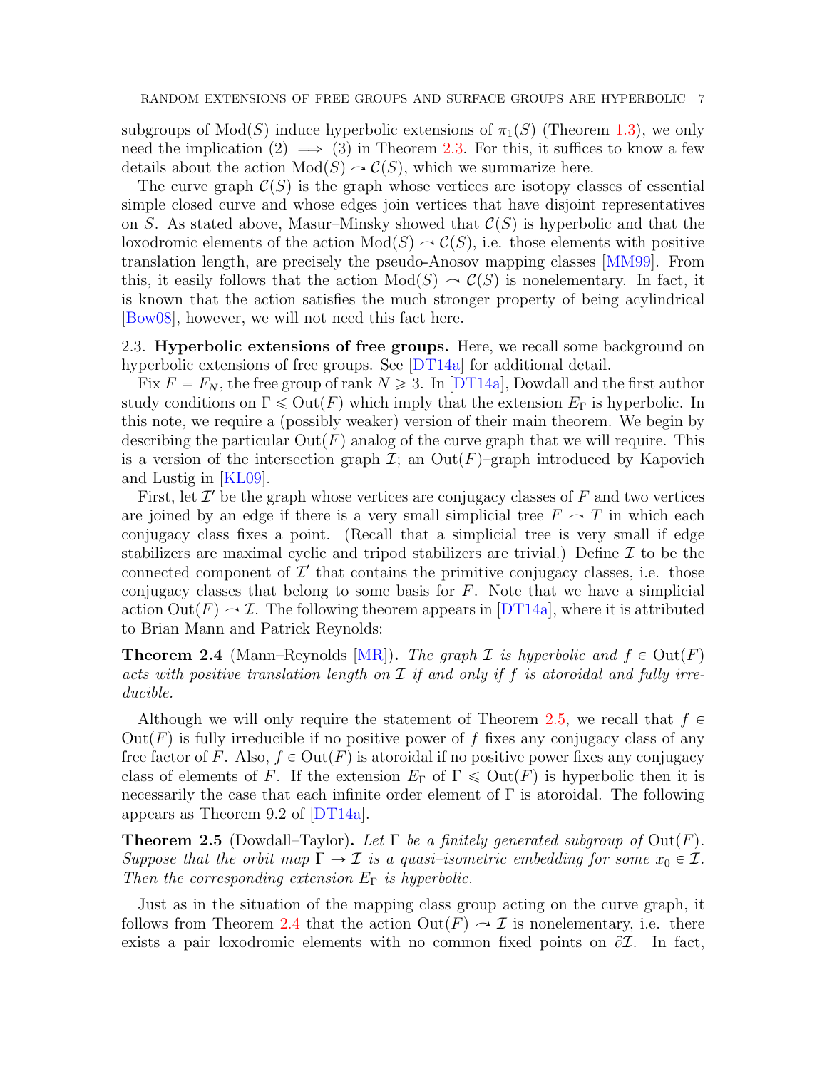subgroups of $\mathrm{Mod}(S)$ induce hyperbolic extensions of $\pi_1(S)$ (Theorem 1.3), we only need the implication (2) $\implies$ (3) in Theorem 2.3. For this, it suffices to know a few details about the action $\mathrm{Mod}(S) \curvearrowright \mathcal{C}(S)$, which we summarize here.

The curve graph $\mathcal{C}(S)$ is the graph whose vertices are isotopy classes of essential simple closed curve and whose edges join vertices that have disjoint representatives on $S$. As stated above, Masur–Minsky showed that $\mathcal{C}(S)$ is hyperbolic and that the loxodromic elements of the action $\mathrm{Mod}(S) \curvearrowright \mathcal{C}(S)$, i.e. those elements with positive translation length, are precisely the pseudo-Anosov mapping classes [MM99]. From this, it easily follows that the action $\mathrm{Mod}(S) \curvearrowright \mathcal{C}(S)$ is nonelementary. In fact, it is known that the action satisfies the much stronger property of being acylindrical [Bow08], however, we will not need this fact here.

### 2.3. Hyperbolic extensions of free groups.

Here, we recall some background on hyperbolic extensions of free groups. See [DT14a] for additional detail.

Fix $F = F_N$, the free group of rank $N \geqslant 3$. In [DT14a], Dowdall and the first author study conditions on $\Gamma \leqslant \mathrm{Out}(F)$ which imply that the extension $E_\Gamma$ is hyperbolic. In this note, we require a (possibly weaker) version of their main theorem. We begin by describing the particular $\mathrm{Out}(F)$ analog of the curve graph that we will require. This is a version of the intersection graph $\mathcal{I}$; an $\mathrm{Out}(F)$–graph introduced by Kapovich and Lustig in [KL09].

First, let $\mathcal{I}'$ be the graph whose vertices are conjugacy classes of $F$ and two vertices are joined by an edge if there is a very small simplicial tree $F \curvearrowright T$ in which each conjugacy class fixes a point. (Recall that a simplicial tree is very small if edge stabilizers are maximal cyclic and tripod stabilizers are trivial.) Define $\mathcal{I}$ to be the connected component of $\mathcal{I}'$ that contains the primitive conjugacy classes, i.e. those conjugacy classes that belong to some basis for $F$. Note that we have a simplicial action $\mathrm{Out}(F) \curvearrowright \mathcal{I}$. The following theorem appears in [DT14a], where it is attributed to Brian Mann and Patrick Reynolds:

**Theorem 2.4** (Mann–Reynolds [MR])**.** *The graph $\mathcal{I}$ is hyperbolic and $f \in \mathrm{Out}(F)$ acts with positive translation length on $\mathcal{I}$ if and only if $f$ is atoroidal and fully irreducible.*

Although we will only require the statement of Theorem 2.5, we recall that $f \in \mathrm{Out}(F)$ is fully irreducible if no positive power of $f$ fixes any conjugacy class of any free factor of $F$. Also, $f \in \mathrm{Out}(F)$ is atoroidal if no positive power fixes any conjugacy class of elements of $F$. If the extension $E_\Gamma$ of $\Gamma \leqslant \mathrm{Out}(F)$ is hyperbolic then it is necessarily the case that each infinite order element of $\Gamma$ is atoroidal. The following appears as Theorem 9.2 of [DT14a].

**Theorem 2.5** (Dowdall–Taylor)**.** *Let $\Gamma$ be a finitely generated subgroup of $\mathrm{Out}(F)$. Suppose that the orbit map $\Gamma \to \mathcal{I}$ is a quasi–isometric embedding for some $x_0 \in \mathcal{I}$. Then the corresponding extension $E_\Gamma$ is hyperbolic.*

Just as in the situation of the mapping class group acting on the curve graph, it follows from Theorem 2.4 that the action $\mathrm{Out}(F) \curvearrowright \mathcal{I}$ is nonelementary, i.e. there exists a pair loxodromic elements with no common fixed points on $\partial\mathcal{I}$. In fact,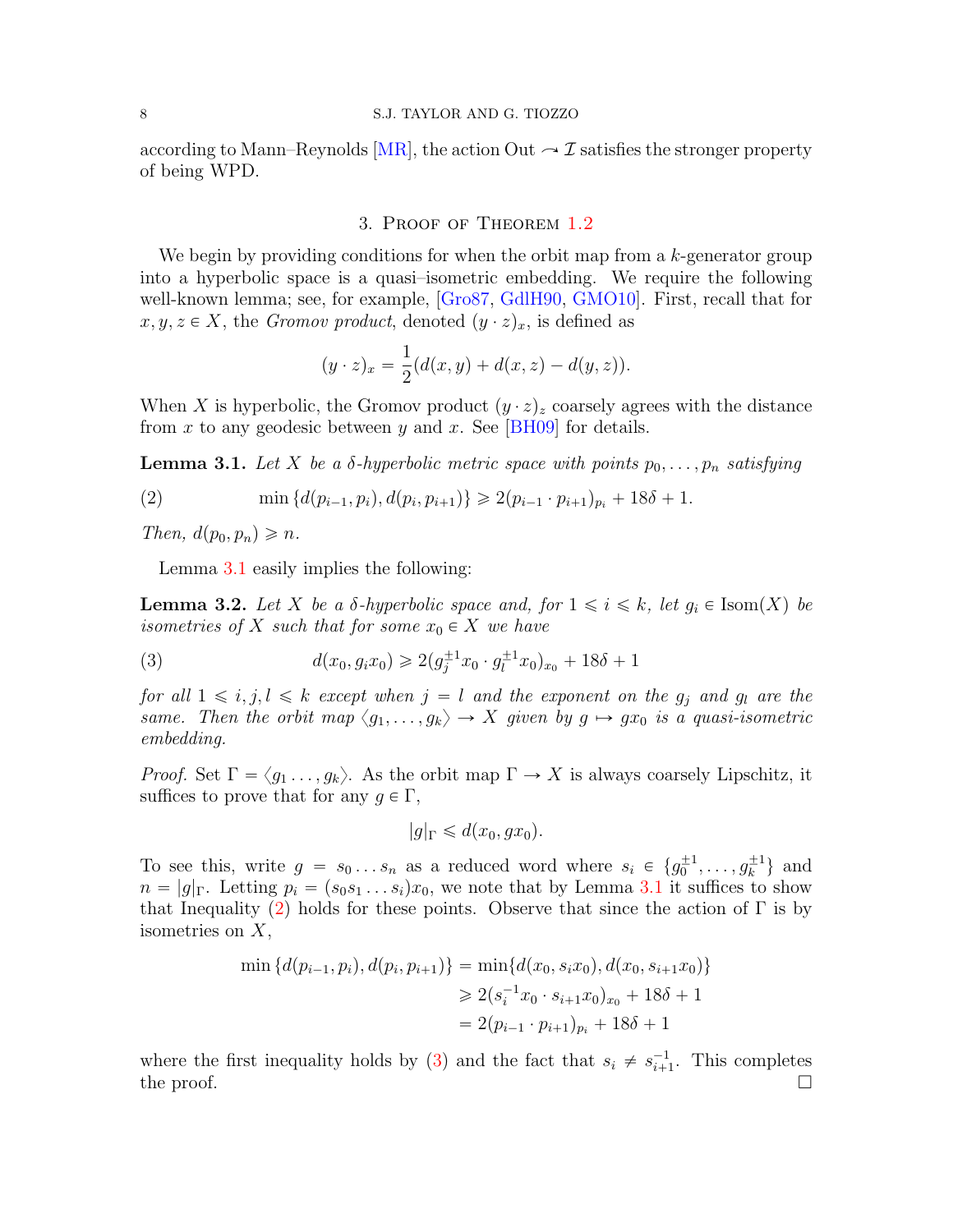according to Mann–Reynolds [MR], the action Out $\curvearrowright \mathcal{I}$ satisfies the stronger property of being WPD.

## 3. Proof of Theorem 1.2

We begin by providing conditions for when the orbit map from a $k$-generator group into a hyperbolic space is a quasi–isometric embedding. We require the following well-known lemma; see, for example, [Gro87, GdlH90, GMO10]. First, recall that for $x, y, z \in X$, the *Gromov product*, denoted $(y \cdot z)_x$, is defined as

$$(y \cdot z)_x = \frac{1}{2}(d(x, y) + d(x, z) - d(y, z)).$$

When $X$ is hyperbolic, the Gromov product $(y \cdot z)_z$ coarsely agrees with the distance from $x$ to any geodesic between $y$ and $x$. See [BH09] for details.

**Lemma 3.1.** *Let $X$ be a $\delta$-hyperbolic metric space with points $p_0, \dots, p_n$ satisfying*

$$\min\{d(p_{i-1}, p_i), d(p_i, p_{i+1})\} \geqslant 2(p_{i-1} \cdot p_{i+1})_{p_i} + 18\delta + 1. \tag{2}$$

*Then, $d(p_0, p_n) \geqslant n$.*

Lemma 3.1 easily implies the following:

**Lemma 3.2.** *Let $X$ be a $\delta$-hyperbolic space and, for $1 \leqslant i \leqslant k$, let $g_i \in \mathrm{Isom}(X)$ be isometries of $X$ such that for some $x_0 \in X$ we have*

$$d(x_0, g_i x_0) \geqslant 2(g_j^{\pm 1} x_0 \cdot g_l^{\pm 1} x_0)_{x_0} + 18\delta + 1 \tag{3}$$

*for all $1 \leqslant i, j, l \leqslant k$ except when $j = l$ and the exponent on the $g_j$ and $g_l$ are the same. Then the orbit map $\langle g_1, \dots, g_k \rangle \to X$ given by $g \mapsto g x_0$ is a quasi-isometric embedding.*

*Proof.* Set $\Gamma = \langle g_1 \dots, g_k \rangle$. As the orbit map $\Gamma \to X$ is always coarsely Lipschitz, it suffices to prove that for any $g \in \Gamma$,

$$|g|_\Gamma \leqslant d(x_0, g x_0).$$

To see this, write $g = s_0 \dots s_n$ as a reduced word where $s_i \in \{g_0^{\pm 1}, \dots, g_k^{\pm 1}\}$ and $n = |g|_\Gamma$. Letting $p_i = (s_0 s_1 \dots s_i) x_0$, we note that by Lemma 3.1 it suffices to show that Inequality (2) holds for these points. Observe that since the action of $\Gamma$ is by isometries on $X$,

$$\begin{aligned}
\min\{d(p_{i-1}, p_i), d(p_i, p_{i+1})\} &= \min\{d(x_0, s_i x_0), d(x_0, s_{i+1} x_0)\} \\
&\geqslant 2(s_i^{-1} x_0 \cdot s_{i+1} x_0)_{x_0} + 18\delta + 1 \\
&= 2(p_{i-1} \cdot p_{i+1})_{p_i} + 18\delta + 1
\end{aligned}$$

where the first inequality holds by (3) and the fact that $s_i \neq s_{i+1}^{-1}$. This completes the proof. $\square$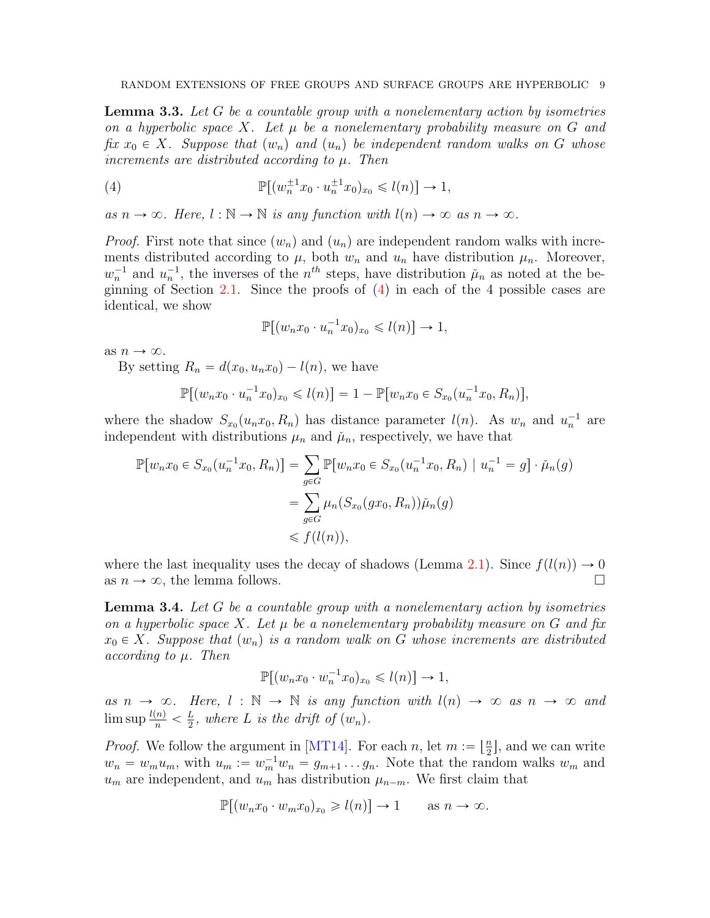**Lemma 3.3.** *Let $G$ be a countable group with a nonelementary action by isometries on a hyperbolic space $X$. Let $\mu$ be a nonelementary probability measure on $G$ and fix $x_0 \in X$. Suppose that $(w_n)$ and $(u_n)$ be independent random walks on $G$ whose increments are distributed according to $\mu$. Then*

$$\mathbb{P}[(w_n^{\pm 1}x_0 \cdot u_n^{\pm 1}x_0)_{x_0} \leqslant l(n)] \to 1, \tag{4}$$

*as $n \to \infty$. Here, $l : \mathbb{N} \to \mathbb{N}$ is any function with $l(n) \to \infty$ as $n \to \infty$.*

*Proof.* First note that since $(w_n)$ and $(u_n)$ are independent random walks with increments distributed according to $\mu$, both $w_n$ and $u_n$ have distribution $\mu_n$. Moreover, $w_n^{-1}$ and $u_n^{-1}$, the inverses of the $n^{th}$ steps, have distribution $\check{\mu}_n$ as noted at the beginning of Section 2.1. Since the proofs of (4) in each of the 4 possible cases are identical, we show

$$\mathbb{P}[(w_n x_0 \cdot u_n^{-1}x_0)_{x_0} \leqslant l(n)] \to 1,$$

as $n \to \infty$.

By setting $R_n = d(x_0, u_n x_0) - l(n)$, we have

$$\mathbb{P}[(w_n x_0 \cdot u_n^{-1}x_0)_{x_0} \leqslant l(n)] = 1 - \mathbb{P}[w_n x_0 \in S_{x_0}(u_n^{-1}x_0, R_n)],$$

where the shadow $S_{x_0}(u_n x_0, R_n)$ has distance parameter $l(n)$. As $w_n$ and $u_n^{-1}$ are independent with distributions $\mu_n$ and $\check{\mu}_n$, respectively, we have that

$$\begin{aligned}
\mathbb{P}[w_n x_0 \in S_{x_0}(u_n^{-1}x_0, R_n)] &= \sum_{g \in G} \mathbb{P}[w_n x_0 \in S_{x_0}(u_n^{-1}x_0, R_n) \mid u_n^{-1} = g] \cdot \check{\mu}_n(g) \\
&= \sum_{g \in G} \mu_n(S_{x_0}(g x_0, R_n))\check{\mu}_n(g) \\
&\leqslant f(l(n)),
\end{aligned}$$

where the last inequality uses the decay of shadows (Lemma 2.1). Since $f(l(n)) \to 0$ as $n \to \infty$, the lemma follows. $\square$

**Lemma 3.4.** *Let $G$ be a countable group with a nonelementary action by isometries on a hyperbolic space $X$. Let $\mu$ be a nonelementary probability measure on $G$ and fix $x_0 \in X$. Suppose that $(w_n)$ is a random walk on $G$ whose increments are distributed according to $\mu$. Then*

$$\mathbb{P}[(w_n x_0 \cdot w_n^{-1}x_0)_{x_0} \leqslant l(n)] \to 1,$$

*as $n \to \infty$. Here, $l : \mathbb{N} \to \mathbb{N}$ is any function with $l(n) \to \infty$ as $n \to \infty$ and $\limsup \frac{l(n)}{n} < \frac{L}{2}$, where $L$ is the drift of $(w_n)$.*

*Proof.* We follow the argument in [MT14]. For each $n$, let $m := \lfloor \frac{n}{2} \rfloor$, and we can write $w_n = w_m u_m$, with $u_m := w_m^{-1} w_n = g_{m+1} \dots g_n$. Note that the random walks $w_m$ and $u_m$ are independent, and $u_m$ has distribution $\mu_{n-m}$. We first claim that

$$\mathbb{P}[(w_n x_0 \cdot w_m x_0)_{x_0} \geqslant l(n)] \to 1 \qquad \text{as } n \to \infty.$$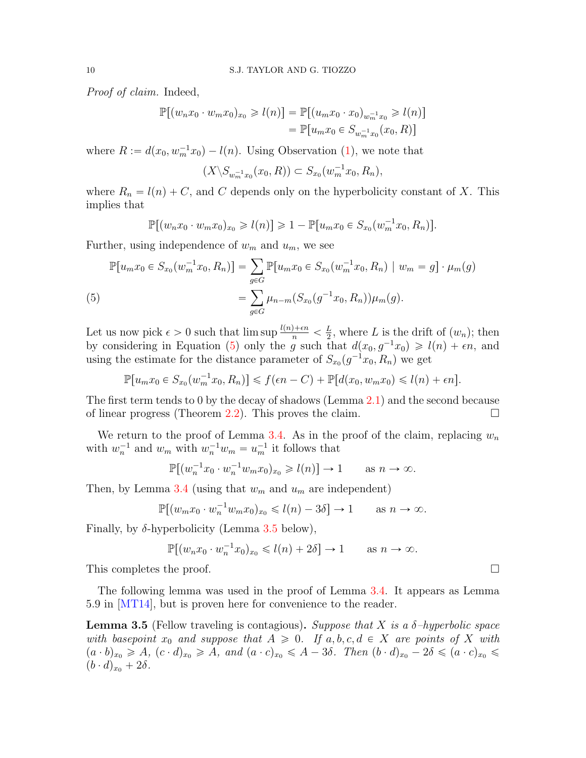*Proof of claim.* Indeed,

$$\begin{aligned}\mathbb{P}[(w_n x_0 \cdot w_m x_0)_{x_0} \geqslant l(n)] &= \mathbb{P}[(u_m x_0 \cdot x_0)_{w_m^{-1} x_0} \geqslant l(n)] \\ &= \mathbb{P}[u_m x_0 \in S_{w_m^{-1} x_0}(x_0, R)]\end{aligned}$$

where $R := d(x_0, w_m^{-1} x_0) - l(n)$. Using Observation (1), we note that

$$(X \backslash S_{w_m^{-1} x_0}(x_0, R)) \subset S_{x_0}(w_m^{-1} x_0, R_n),$$

where $R_n = l(n) + C$, and $C$ depends only on the hyperbolicity constant of $X$. This implies that

$$\mathbb{P}[(w_n x_0 \cdot w_m x_0)_{x_0} \geqslant l(n)] \geqslant 1 - \mathbb{P}[u_m x_0 \in S_{x_0}(w_m^{-1} x_0, R_n)].$$

Further, using independence of $w_m$ and $u_m$, we see

$$\begin{aligned}\mathbb{P}[u_m x_0 \in S_{x_0}(w_m^{-1} x_0, R_n)] &= \sum_{g \in G} \mathbb{P}[u_m x_0 \in S_{x_0}(w_m^{-1} x_0, R_n) \mid w_m = g] \cdot \mu_m(g) \\ &= \sum_{g \in G} \mu_{n-m}(S_{x_0}(g^{-1} x_0, R_n)) \mu_m(g). \qquad (5)\end{aligned}$$

Let us now pick $\epsilon > 0$ such that $\limsup \frac{l(n)+\epsilon n}{n} < \frac{L}{2}$, where $L$ is the drift of $(w_n)$; then by considering in Equation (5) only the $g$ such that $d(x_0, g^{-1} x_0) \geqslant l(n) + \epsilon n$, and using the estimate for the distance parameter of $S_{x_0}(g^{-1} x_0, R_n)$ we get

$$\mathbb{P}[u_m x_0 \in S_{x_0}(w_m^{-1} x_0, R_n)] \leqslant f(\epsilon n - C) + \mathbb{P}[d(x_0, w_m x_0) \leqslant l(n) + \epsilon n].$$

The first term tends to 0 by the decay of shadows (Lemma 2.1) and the second because of linear progress (Theorem 2.2). This proves the claim. $\square$

We return to the proof of Lemma 3.4. As in the proof of the claim, replacing $w_n$ with $w_n^{-1}$ and $w_m$ with $w_n^{-1} w_m = u_m^{-1}$ it follows that

$$\mathbb{P}[(w_n^{-1} x_0 \cdot w_n^{-1} w_m x_0)_{x_0} \geqslant l(n)] \to 1 \qquad \text{as } n \to \infty.$$

Then, by Lemma 3.4 (using that $w_m$ and $u_m$ are independent)

$$\mathbb{P}[(w_m x_0 \cdot w_n^{-1} w_m x_0)_{x_0} \leqslant l(n) - 3\delta] \to 1 \qquad \text{as } n \to \infty.$$

Finally, by $\delta$-hyperbolicity (Lemma 3.5 below),

$$\mathbb{P}[(w_n x_0 \cdot w_n^{-1} x_0)_{x_0} \leqslant l(n) + 2\delta] \to 1 \qquad \text{as } n \to \infty.$$

This completes the proof. $\square$

The following lemma was used in the proof of Lemma 3.4. It appears as Lemma 5.9 in [MT14], but is proven here for convenience to the reader.

**Lemma 3.5** (Fellow traveling is contagious)**.** *Suppose that $X$ is a $\delta$–hyperbolic space with basepoint $x_0$ and suppose that $A \geqslant 0$. If $a, b, c, d \in X$ are points of $X$ with $(a \cdot b)_{x_0} \geqslant A$, $(c \cdot d)_{x_0} \geqslant A$, and $(a \cdot c)_{x_0} \leqslant A - 3\delta$. Then $(b \cdot d)_{x_0} - 2\delta \leqslant (a \cdot c)_{x_0} \leqslant (b \cdot d)_{x_0} + 2\delta$.*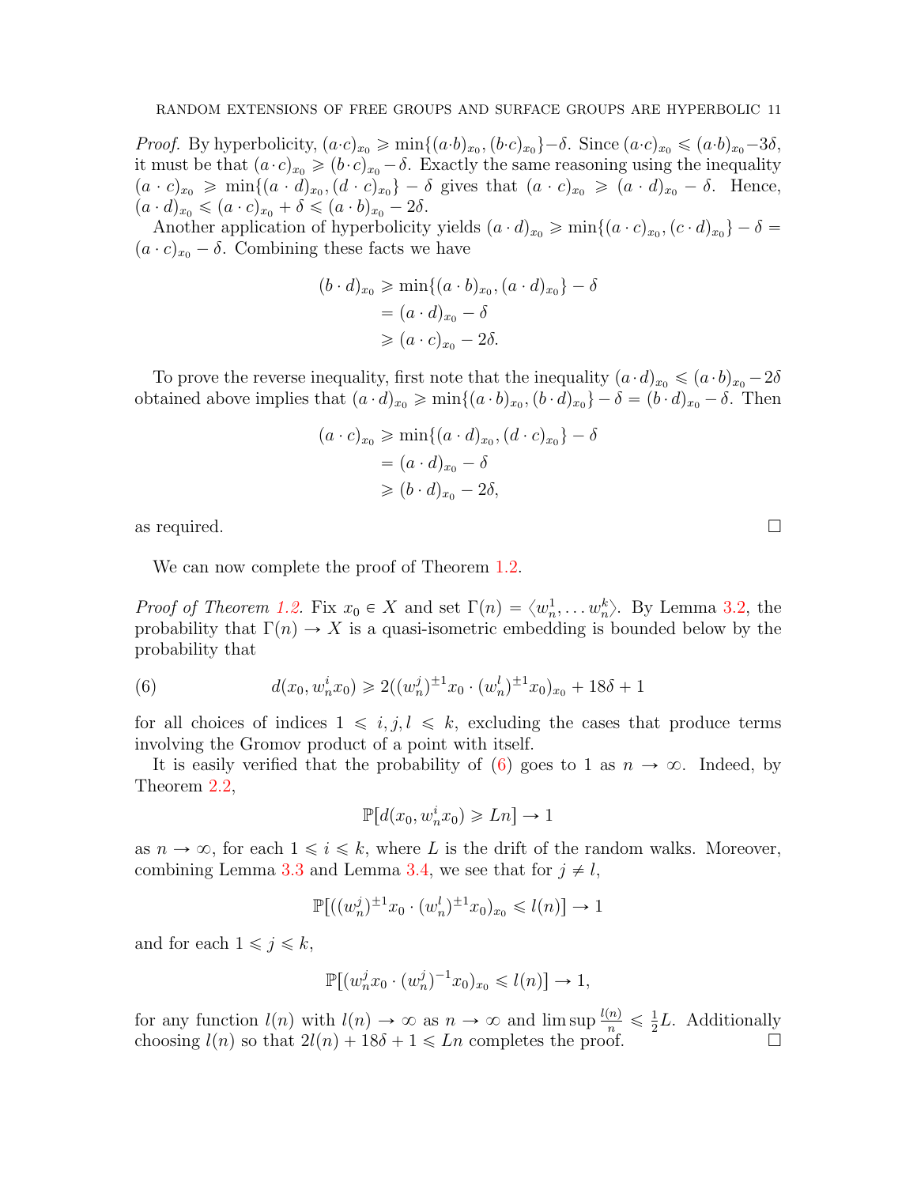*Proof.* By hyperbolicity, $(a \cdot c)_{x_0} \geqslant \min\{(a \cdot b)_{x_0}, (b \cdot c)_{x_0}\} - \delta$. Since $(a \cdot c)_{x_0} \leqslant (a \cdot b)_{x_0} - 3\delta$, it must be that $(a \cdot c)_{x_0} \geqslant (b \cdot c)_{x_0} - \delta$. Exactly the same reasoning using the inequality $(a \cdot c)_{x_0} \geqslant \min\{(a \cdot d)_{x_0}, (d \cdot c)_{x_0}\} - \delta$ gives that $(a \cdot c)_{x_0} \geqslant (a \cdot d)_{x_0} - \delta$. Hence, $(a \cdot d)_{x_0} \leqslant (a \cdot c)_{x_0} + \delta \leqslant (a \cdot b)_{x_0} - 2\delta$.

Another application of hyperbolicity yields $(a \cdot d)_{x_0} \geqslant \min\{(a \cdot c)_{x_0}, (c \cdot d)_{x_0}\} - \delta = (a \cdot c)_{x_0} - \delta$. Combining these facts we have

$$\begin{aligned}
(b \cdot d)_{x_0} &\geqslant \min\{(a \cdot b)_{x_0}, (a \cdot d)_{x_0}\} - \delta \\
&= (a \cdot d)_{x_0} - \delta \\
&\geqslant (a \cdot c)_{x_0} - 2\delta.
\end{aligned}$$

To prove the reverse inequality, first note that the inequality $(a \cdot d)_{x_0} \leqslant (a \cdot b)_{x_0} - 2\delta$ obtained above implies that $(a \cdot d)_{x_0} \geqslant \min\{(a \cdot b)_{x_0}, (b \cdot d)_{x_0}\} - \delta = (b \cdot d)_{x_0} - \delta$. Then

$$\begin{aligned}
(a \cdot c)_{x_0} &\geqslant \min\{(a \cdot d)_{x_0}, (d \cdot c)_{x_0}\} - \delta \\
&= (a \cdot d)_{x_0} - \delta \\
&\geqslant (b \cdot d)_{x_0} - 2\delta,
\end{aligned}$$

as required. □

We can now complete the proof of Theorem 1.2.

*Proof of Theorem 1.2.* Fix $x_0 \in X$ and set $\Gamma(n) = \langle w_n^1, \dots w_n^k \rangle$. By Lemma 3.2, the probability that $\Gamma(n) \to X$ is a quasi-isometric embedding is bounded below by the probability that

$$d(x_0, w_n^i x_0) \geqslant 2((w_n^j)^{\pm 1} x_0 \cdot (w_n^l)^{\pm 1} x_0)_{x_0} + 18\delta + 1 \tag{6}$$

for all choices of indices $1 \leqslant i, j, l \leqslant k$, excluding the cases that produce terms involving the Gromov product of a point with itself.

It is easily verified that the probability of (6) goes to 1 as $n \to \infty$. Indeed, by Theorem 2.2,

$$\mathbb{P}[d(x_0, w_n^i x_0) \geqslant Ln] \to 1$$

as $n \to \infty$, for each $1 \leqslant i \leqslant k$, where $L$ is the drift of the random walks. Moreover, combining Lemma 3.3 and Lemma 3.4, we see that for $j \neq l$,

$$\mathbb{P}[((w_n^j)^{\pm 1} x_0 \cdot (w_n^l)^{\pm 1} x_0)_{x_0} \leqslant l(n)] \to 1$$

and for each $1 \leqslant j \leqslant k$,

$$\mathbb{P}[(w_n^j x_0 \cdot (w_n^j)^{-1} x_0)_{x_0} \leqslant l(n)] \to 1,$$

for any function $l(n)$ with $l(n) \to \infty$ as $n \to \infty$ and $\limsup \frac{l(n)}{n} \leqslant \frac{1}{2}L$. Additionally choosing $l(n)$ so that $2l(n) + 18\delta + 1 \leqslant Ln$ completes the proof. □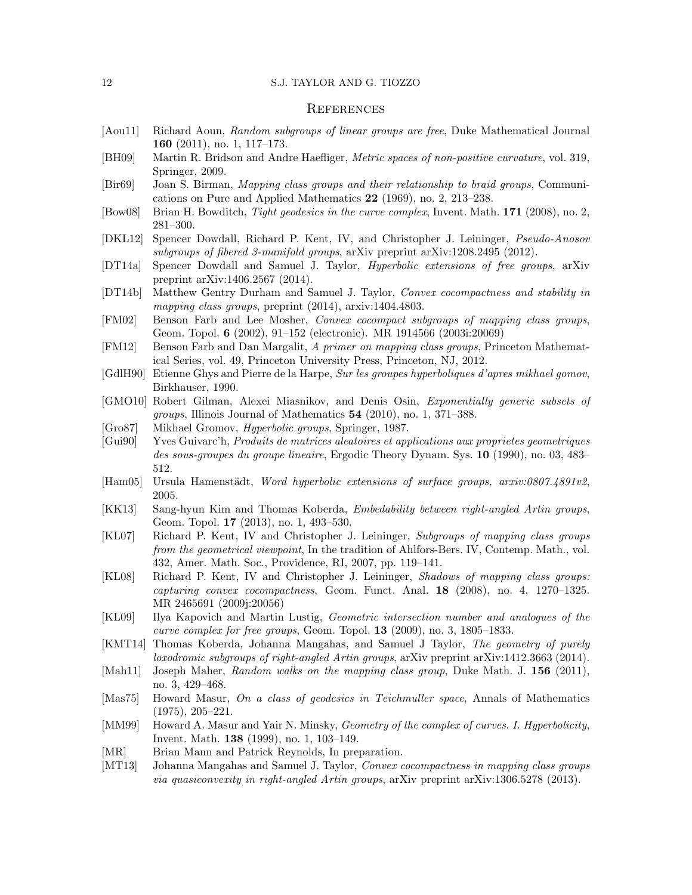## References

[Aou11] Richard Aoun, *Random subgroups of linear groups are free*, Duke Mathematical Journal **160** (2011), no. 1, 117–173.

[BH09] Martin R. Bridson and Andre Haefliger, *Metric spaces of non-positive curvature*, vol. 319, Springer, 2009.

[Bir69] Joan S. Birman, *Mapping class groups and their relationship to braid groups*, Communications on Pure and Applied Mathematics **22** (1969), no. 2, 213–238.

[Bow08] Brian H. Bowditch, *Tight geodesics in the curve complex*, Invent. Math. **171** (2008), no. 2, 281–300.

[DKL12] Spencer Dowdall, Richard P. Kent, IV, and Christopher J. Leininger, *Pseudo-Anosov subgroups of fibered 3-manifold groups*, arXiv preprint arXiv:1208.2495 (2012).

[DT14a] Spencer Dowdall and Samuel J. Taylor, *Hyperbolic extensions of free groups*, arXiv preprint arXiv:1406.2567 (2014).

[DT14b] Matthew Gentry Durham and Samuel J. Taylor, *Convex cocompactness and stability in mapping class groups*, preprint (2014), arxiv:1404.4803.

[FM02] Benson Farb and Lee Mosher, *Convex cocompact subgroups of mapping class groups*, Geom. Topol. **6** (2002), 91–152 (electronic). MR 1914566 (2003i:20069)

[FM12] Benson Farb and Dan Margalit, *A primer on mapping class groups*, Princeton Mathematical Series, vol. 49, Princeton University Press, Princeton, NJ, 2012.

[GdlH90] Etienne Ghys and Pierre de la Harpe, *Sur les groupes hyperboliques d'apres mikhael gomov*, Birkhauser, 1990.

[GMO10] Robert Gilman, Alexei Miasnikov, and Denis Osin, *Exponentially generic subsets of groups*, Illinois Journal of Mathematics **54** (2010), no. 1, 371–388.

[Gro87] Mikhael Gromov, *Hyperbolic groups*, Springer, 1987.

[Gui90] Yves Guivarc'h, *Produits de matrices aleatoires et applications aux proprietes geometriques des sous-groupes du groupe lineaire*, Ergodic Theory Dynam. Sys. **10** (1990), no. 03, 483–512.

[Ham05] Ursula Hamenstädt, *Word hyperbolic extensions of surface groups, arxiv:0807.4891v2*, 2005.

[KK13] Sang-hyun Kim and Thomas Koberda, *Embedability between right-angled Artin groups*, Geom. Topol. **17** (2013), no. 1, 493–530.

[KL07] Richard P. Kent, IV and Christopher J. Leininger, *Subgroups of mapping class groups from the geometrical viewpoint*, In the tradition of Ahlfors-Bers. IV, Contemp. Math., vol. 432, Amer. Math. Soc., Providence, RI, 2007, pp. 119–141.

[KL08] Richard P. Kent, IV and Christopher J. Leininger, *Shadows of mapping class groups: capturing convex cocompactness*, Geom. Funct. Anal. **18** (2008), no. 4, 1270–1325. MR 2465691 (2009j:20056)

[KL09] Ilya Kapovich and Martin Lustig, *Geometric intersection number and analogues of the curve complex for free groups*, Geom. Topol. **13** (2009), no. 3, 1805–1833.

[KMT14] Thomas Koberda, Johanna Mangahas, and Samuel J Taylor, *The geometry of purely loxodromic subgroups of right-angled Artin groups*, arXiv preprint arXiv:1412.3663 (2014).

[Mah11] Joseph Maher, *Random walks on the mapping class group*, Duke Math. J. **156** (2011), no. 3, 429–468.

[Mas75] Howard Masur, *On a class of geodesics in Teichmuller space*, Annals of Mathematics (1975), 205–221.

[MM99] Howard A. Masur and Yair N. Minsky, *Geometry of the complex of curves. I. Hyperbolicity*, Invent. Math. **138** (1999), no. 1, 103–149.

[MR] Brian Mann and Patrick Reynolds, In preparation.

[MT13] Johanna Mangahas and Samuel J. Taylor, *Convex cocompactness in mapping class groups via quasiconvexity in right-angled Artin groups*, arXiv preprint arXiv:1306.5278 (2013).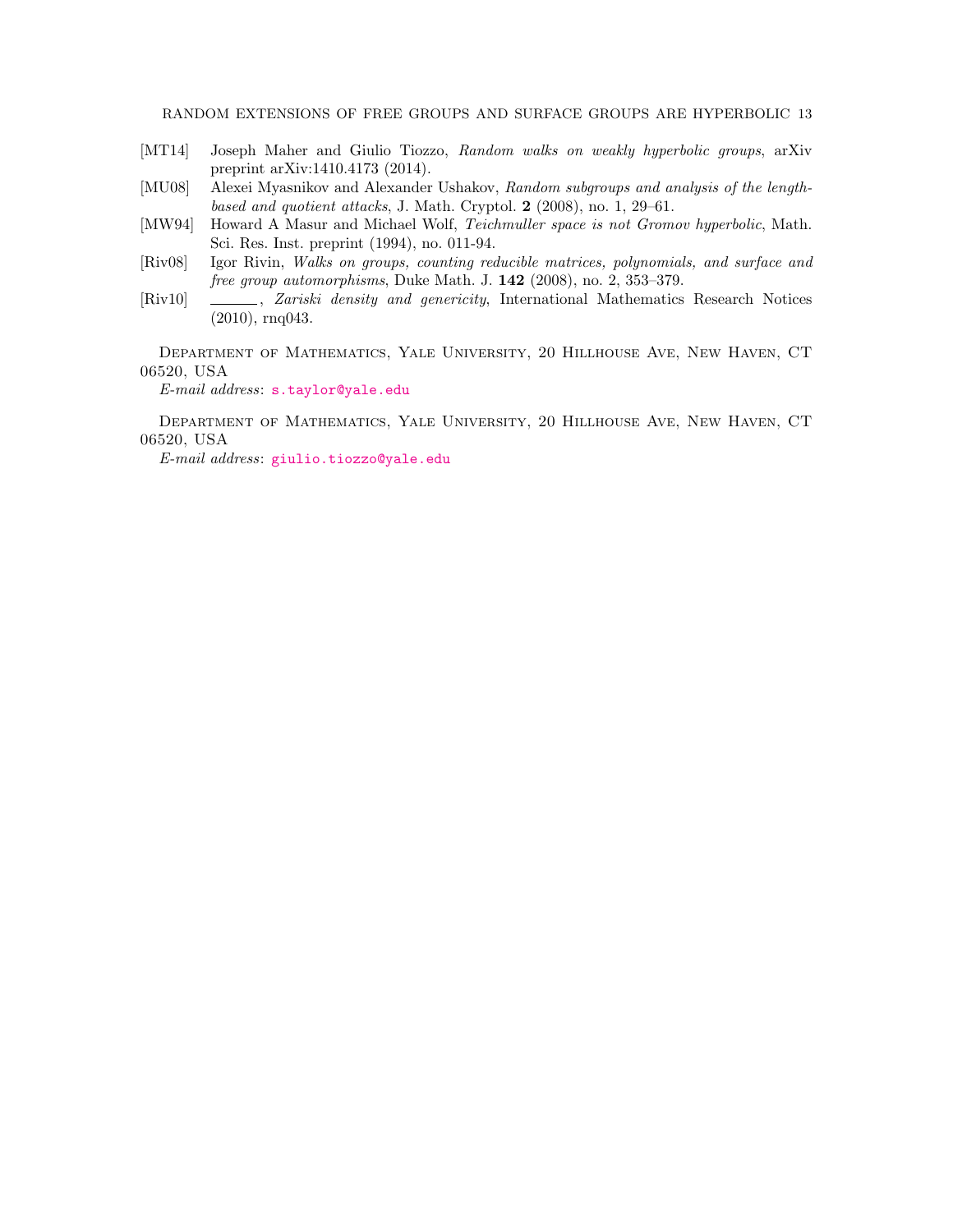[MT14] Joseph Maher and Giulio Tiozzo, *Random walks on weakly hyperbolic groups*, arXiv preprint arXiv:1410.4173 (2014).

[MU08] Alexei Myasnikov and Alexander Ushakov, *Random subgroups and analysis of the length-based and quotient attacks*, J. Math. Cryptol. **2** (2008), no. 1, 29–61.

[MW94] Howard A Masur and Michael Wolf, *Teichmuller space is not Gromov hyperbolic*, Math. Sci. Res. Inst. preprint (1994), no. 011-94.

[Riv08] Igor Rivin, *Walks on groups, counting reducible matrices, polynomials, and surface and free group automorphisms*, Duke Math. J. **142** (2008), no. 2, 353–379.

[Riv10] ______, *Zariski density and genericity*, International Mathematics Research Notices (2010), rnq043.

Department of Mathematics, Yale University, 20 Hillhouse Ave, New Haven, CT 06520, USA

*E-mail address*: s.taylor@yale.edu

Department of Mathematics, Yale University, 20 Hillhouse Ave, New Haven, CT 06520, USA

*E-mail address*: giulio.tiozzo@yale.edu